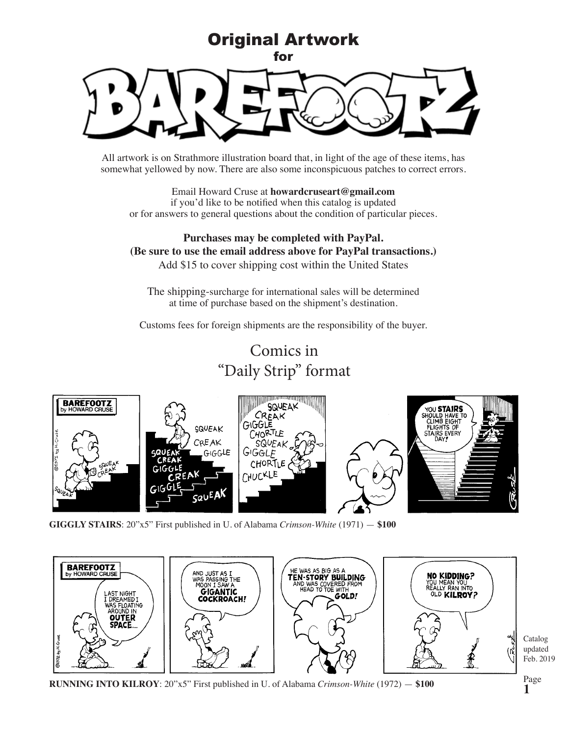# Original Artwork

for

# BAREFOOTZ

All artwork is on Strathmore illustration board that, in light of the age of these items, has somewhat yellowed by now. There are also some inconspicuous patches to correct errors.

Email Howard Cruse at **howardcruseart@gmail.com**
if you'd like to be notified when this catalog is updated
or for answers to general questions about the condition of particular pieces.

**Purchases may be completed with PayPal.**
**(Be sure to use the email address above for PayPal transactions.)**
Add $15 to cover shipping cost within the United States

The shipping-surcharge for international sales will be determined at time of purchase based on the shipment's destination.

Customs fees for foreign shipments are the responsibility of the buyer.

## Comics in "Daily Strip" format

**GIGGLY STAIRS**: 20"x5" First published in U. of Alabama *Crimson-White* (1971) — **$100**

**RUNNING INTO KILROY**: 20"x5" First published in U. of Alabama *Crimson-White* (1972) — **$100**

Catalog updated Feb. 2019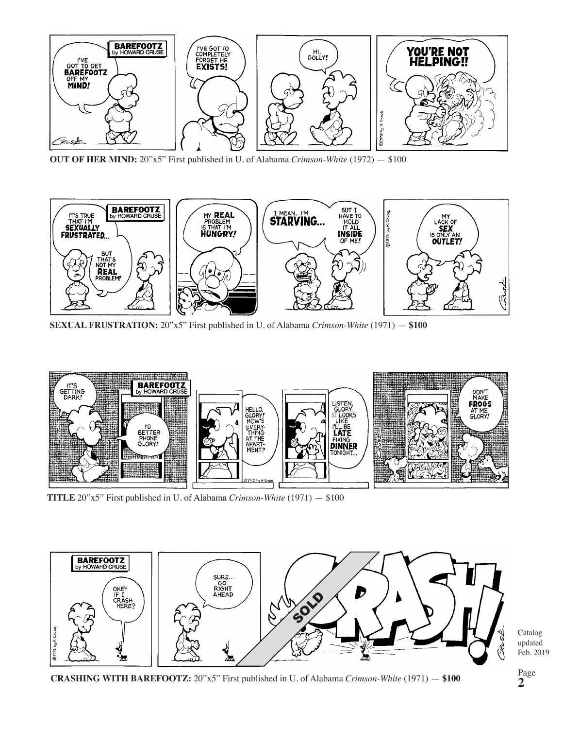**OUT OF HER MIND:** 20"x5" First published in U. of Alabama *Crimson-White* (1972) — $100

**SEXUAL FRUSTRATION:** 20"x5" First published in U. of Alabama *Crimson-White* (1971) — **$100**

**TITLE** 20"x5" First published in U. of Alabama *Crimson-White* (1971) — $100

**CRASHING WITH BAREFOOTZ:** 20"x5" First published in U. of Alabama *Crimson-White* (1971) — **$100**

Catalog updated Feb. 2019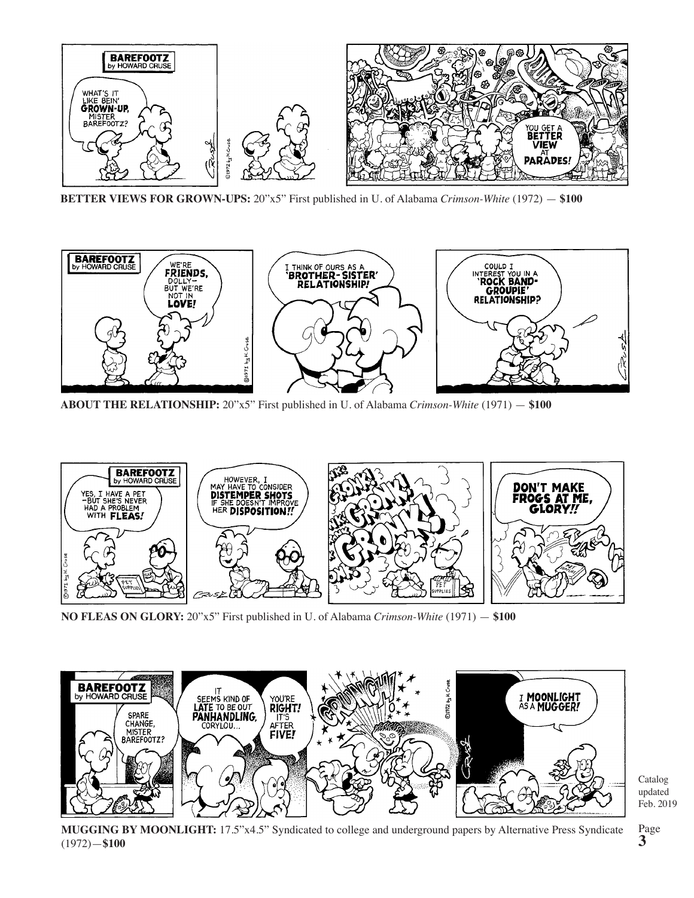**BETTER VIEWS FOR GROWN-UPS:** 20"x5" First published in U. of Alabama *Crimson-White* (1972) — **$100**

**ABOUT THE RELATIONSHIP:** 20"x5" First published in U. of Alabama *Crimson-White* (1971) — **$100**

**NO FLEAS ON GLORY:** 20"x5" First published in U. of Alabama *Crimson-White* (1971) — **$100**

**MUGGING BY MOONLIGHT:** 17.5"x4.5" Syndicated to college and underground papers by Alternative Press Syndicate (1972)—**$100**

Catalog updated Feb. 2019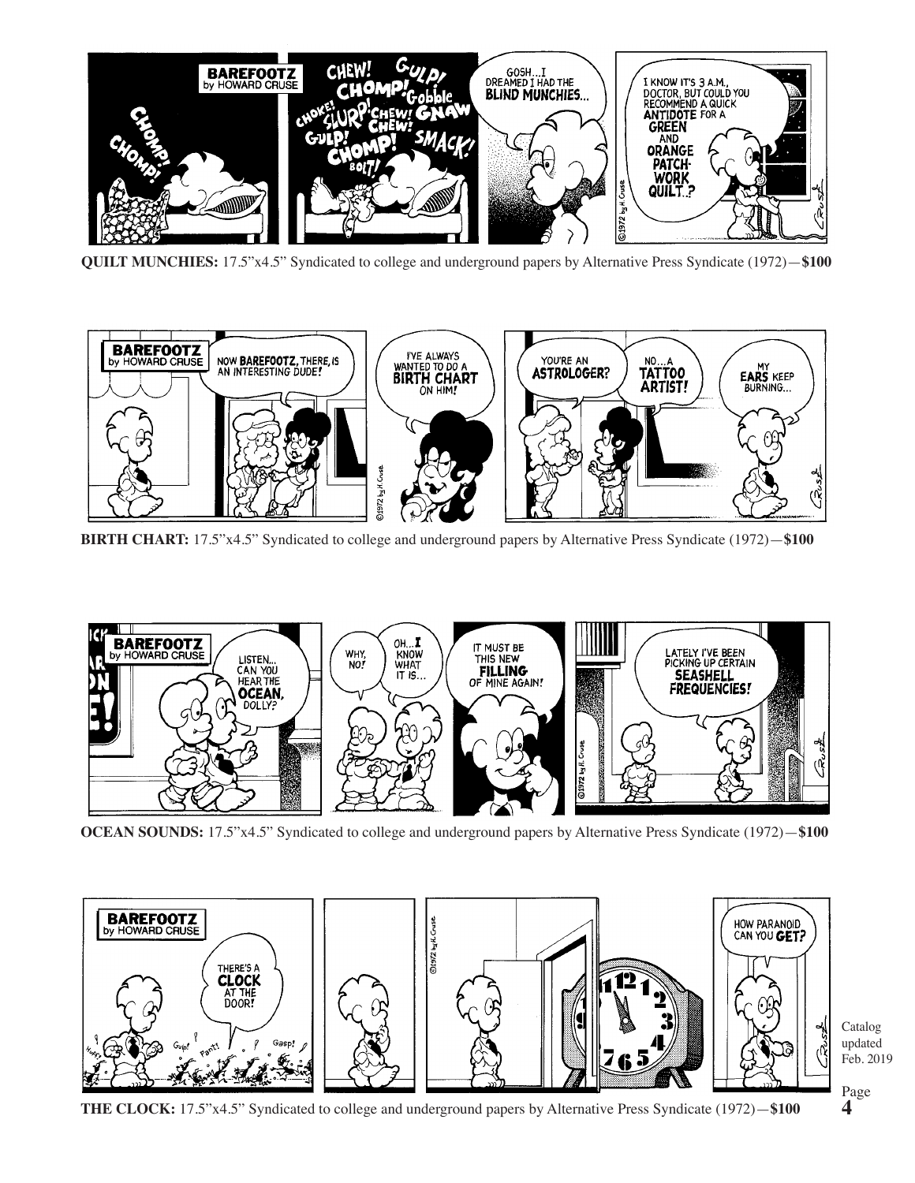**QUILT MUNCHIES:** 17.5"x4.5" Syndicated to college and underground papers by Alternative Press Syndicate (1972)—**$100**

**BIRTH CHART:** 17.5"x4.5" Syndicated to college and underground papers by Alternative Press Syndicate (1972)—**$100**

**OCEAN SOUNDS:** 17.5"x4.5" Syndicated to college and underground papers by Alternative Press Syndicate (1972)—**$100**

**THE CLOCK:** 17.5"x4.5" Syndicated to college and underground papers by Alternative Press Syndicate (1972)—**$100**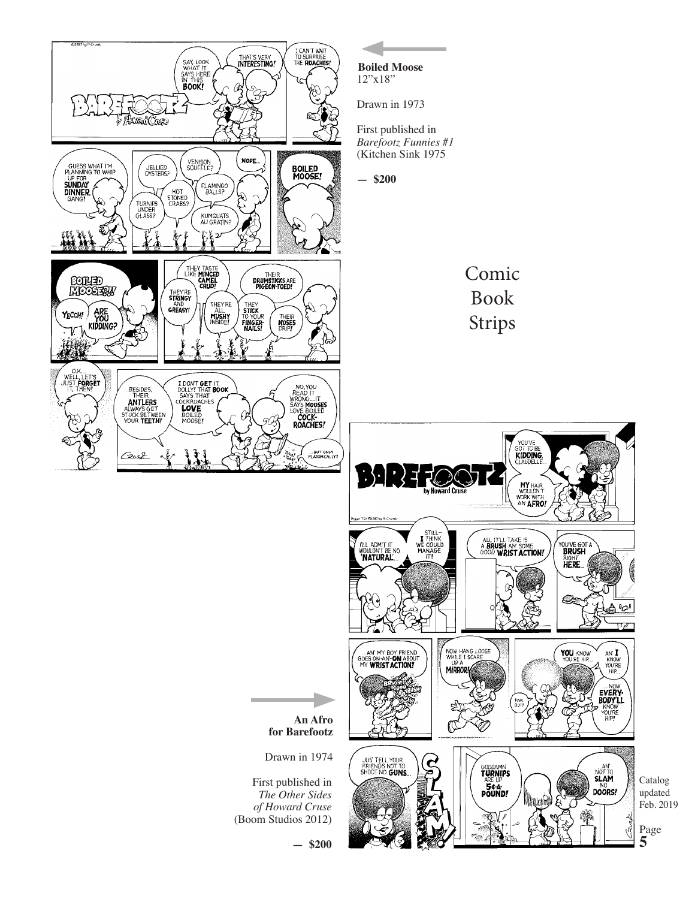**Boiled Moose**
12"x18"

Drawn in 1973

First published in
*Barefootz Funnies #1*
(Kitchen Sink 1975

**— $200**

# Comic Book Strips

**An Afro for Barefootz**

Drawn in 1974

First published in
*The Other Sides of Howard Cruse*
(Boom Studios 2012)

**— $200**

Catalog updated Feb. 2019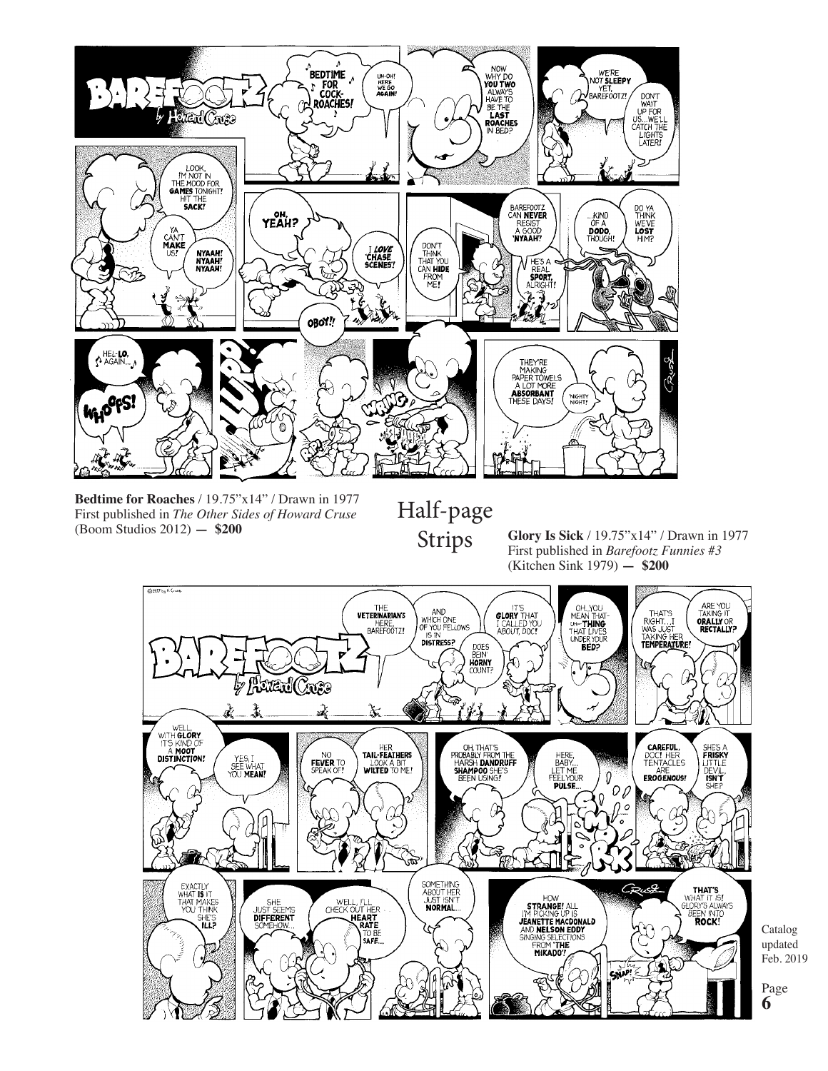**Bedtime for Roaches** / 19.75"x14" / Drawn in 1977
First published in *The Other Sides of Howard Cruse*
(Boom Studios 2012) — **$200**

## Half-page Strips

**Glory Is Sick** / 19.75"x14" / Drawn in 1977
First published in *Barefootz Funnies #3*
(Kitchen Sink 1979) — **$200**

Catalog updated Feb. 2019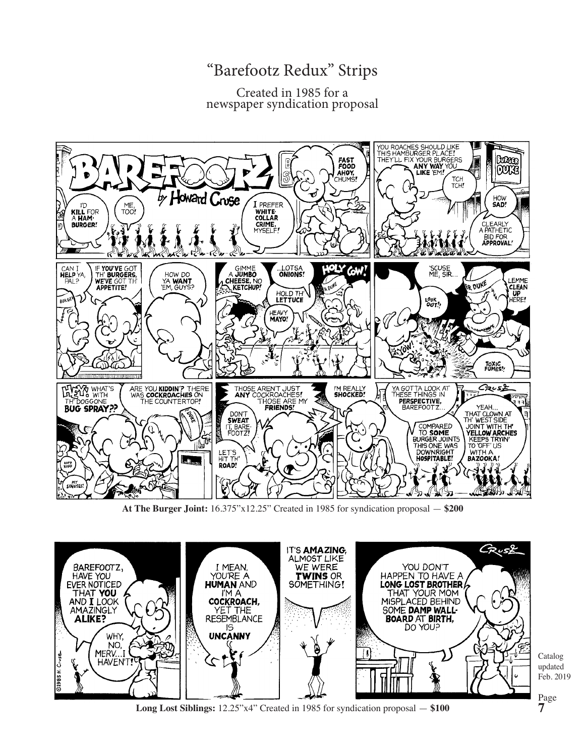# "Barefootz Redux" Strips

Created in 1985 for a newspaper syndication proposal

**At The Burger Joint:** 16.375"x12.25" Created in 1985 for syndication proposal — **$200**

**Long Lost Siblings:** 12.25"x4" Created in 1985 for syndication proposal — **$100**

Catalog updated Feb. 2019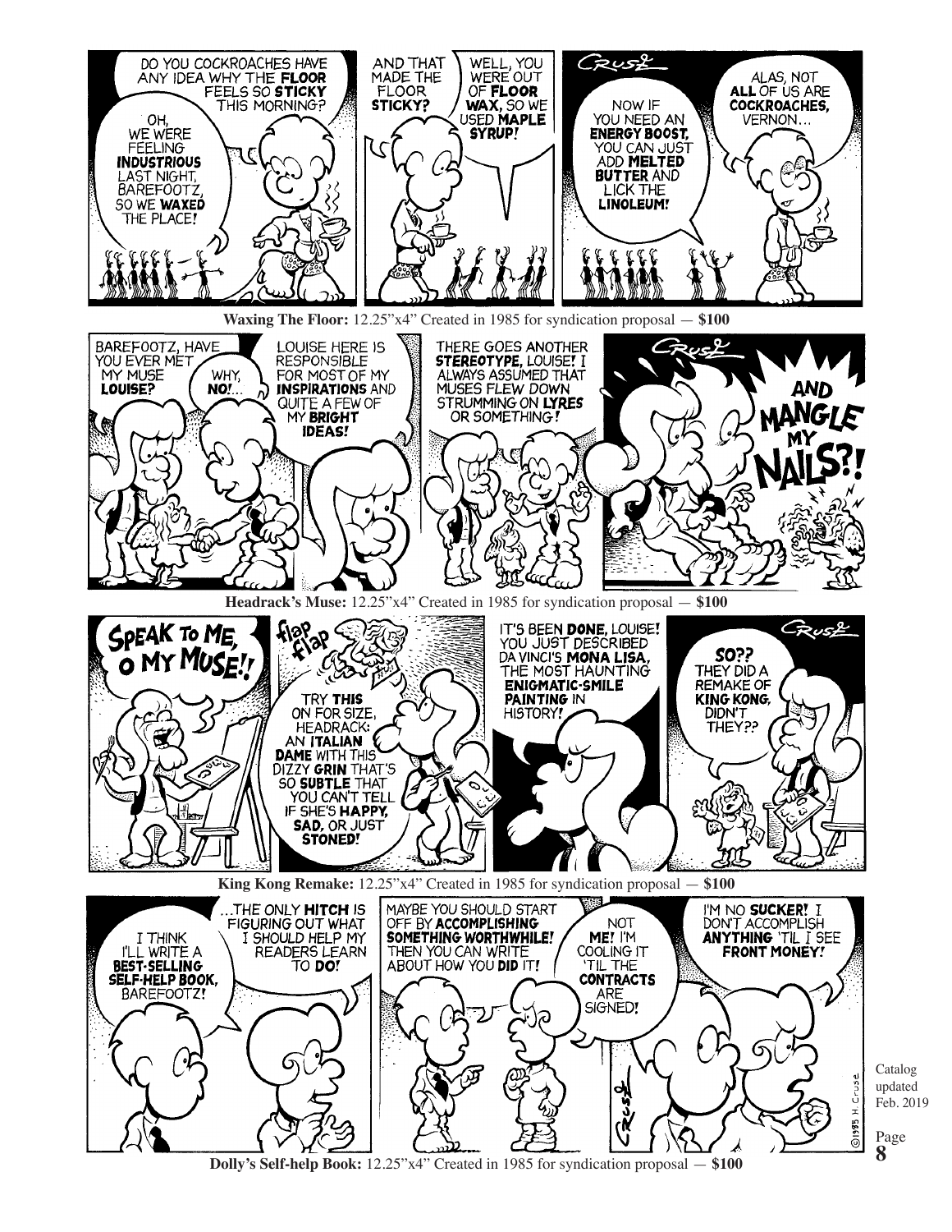DO YOU COCKROACHES HAVE ANY IDEA WHY THE **FLOOR** FEELS SO **STICKY** THIS MORNING?

OH, WE WERE FEELING **INDUSTRIOUS** LAST NIGHT, BAREFOOTZ, SO WE **WAXED** THE PLACE!

AND THAT MADE THE FLOOR **STICKY?**

WELL, YOU WERE OUT OF **FLOOR WAX,** SO WE USED **MAPLE SYRUP!**

NOW IF YOU NEED AN **ENERGY BOOST,** YOU CAN JUST ADD **MELTED BUTTER** AND LICK THE **LINOLEUM!**

ALAS, NOT **ALL** OF US ARE **COCKROACHES,** VERNON...

**Waxing The Floor:** 12.25"x4" Created in 1985 for syndication proposal — **$100**

BAREFOOTZ, HAVE YOU EVER MET MY MUSE **LOUISE?**

WHY, **NO!**...

LOUISE HERE IS RESPONSIBLE FOR MOST OF MY **INSPIRATIONS** AND QUITE A FEW OF MY **BRIGHT IDEAS!**

THERE GOES ANOTHER **STEREOTYPE,** LOUISE! I ALWAYS ASSUMED THAT MUSES FLEW DOWN STRUMMING ON **LYRES** OR SOMETHING!

AND MANGLE MY NAILS?!

**Headrack's Muse:** 12.25"x4" Created in 1985 for syndication proposal — **$100**

SPEAK TO ME, O MY MUSE!!

flap flap

TRY **THIS** ON FOR SIZE, HEADRACK: AN **ITALIAN DAME** WITH THIS DIZZY **GRIN** THAT'S SO **SUBTLE** THAT YOU CAN'T TELL IF SHE'S **HAPPY, SAD,** OR JUST **STONED!**

IT'S BEEN **DONE,** LOUISE! YOU JUST DESCRIBED DA VINCI'S **MONA LISA,** THE MOST HAUNTING **ENIGMATIC-SMILE PAINTING** IN HISTORY!

**SO??** THEY DID A REMAKE OF **KING KONG,** DIDN'T THEY??

**King Kong Remake:** 12.25"x4" Created in 1985 for syndication proposal — **$100**

I THINK I'LL WRITE A **BEST-SELLING SELF-HELP BOOK,** BAREFOOTZ!

...THE ONLY **HITCH** IS FIGURING OUT WHAT I SHOULD HELP MY READERS LEARN TO **DO!**

MAYBE YOU SHOULD START OFF BY **ACCOMPLISHING SOMETHING WORTHWHILE!** THEN YOU CAN WRITE ABOUT HOW YOU **DID** IT!

NOT **ME!** I'M COOLING IT 'TIL THE **CONTRACTS** ARE SIGNED!

I'M NO **SUCKER!** I DON'T ACCOMPLISH **ANYTHING** 'TIL I SEE **FRONT MONEY!**

©1985 H. Cruse

**Dolly's Self-help Book:** 12.25"x4" Created in 1985 for syndication proposal — **$100**